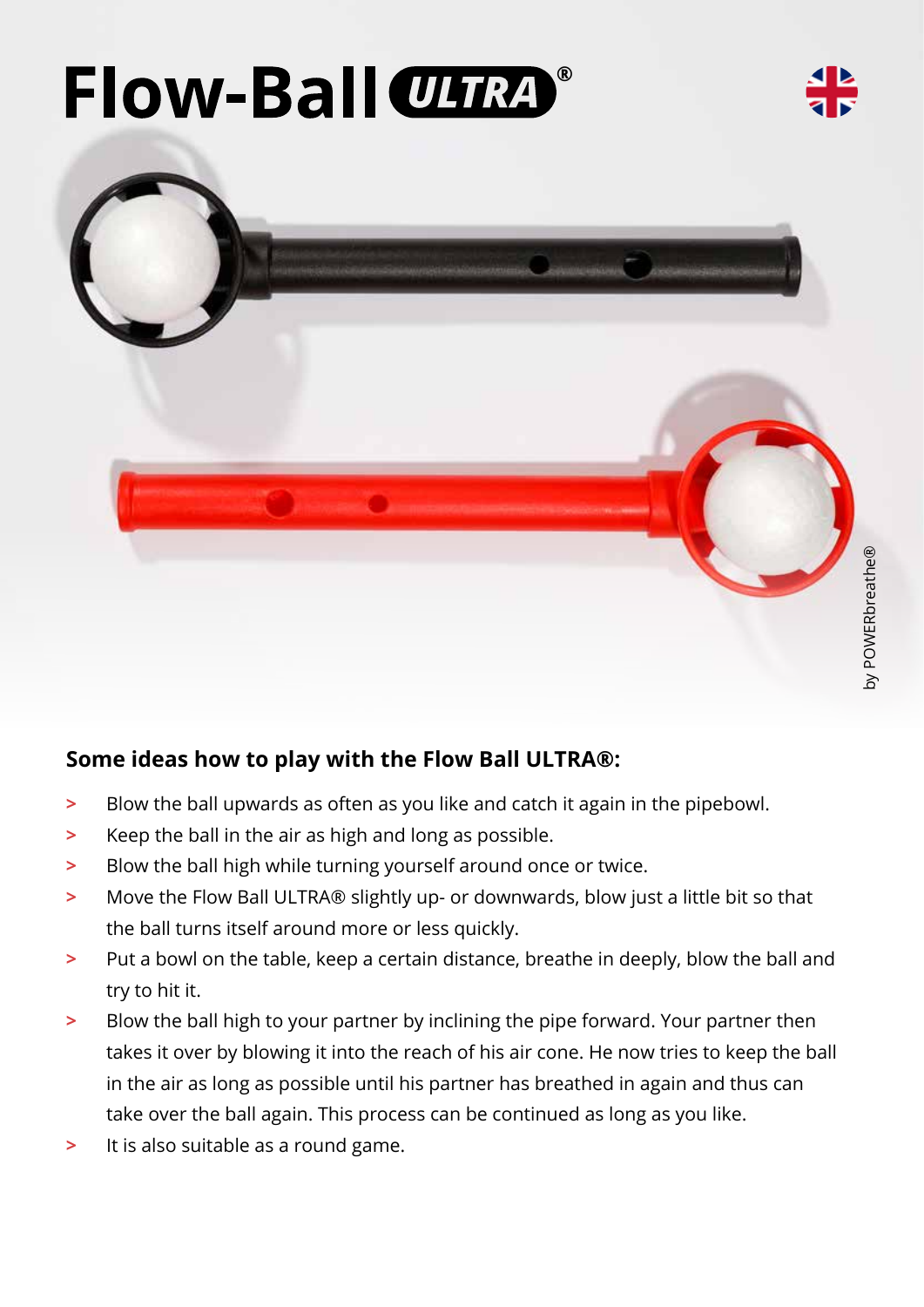# Flow-Ball ULTRA®

by POWERbreathe®

## Some ideas how to play with the Flow Ball ULTRA®:

- Blow the ball upwards as often as you like and catch it again in the pipebowl.
- Keep the ball in the air as high and long as possible.
- Blow the ball high while turning yourself around once or twice.
- Move the Flow Ball ULTRA® slightly up- or downwards, blow just a little bit so that the ball turns itself around more or less quickly.
- Put a bowl on the table, keep a certain distance, breathe in deeply, blow the ball and try to hit it.
- Blow the ball high to your partner by inclining the pipe forward. Your partner then takes it over by blowing it into the reach of his air cone. He now tries to keep the ball in the air as long as possible until his partner has breathed in again and thus can take over the ball again. This process can be continued as long as you like.
- It is also suitable as a round game.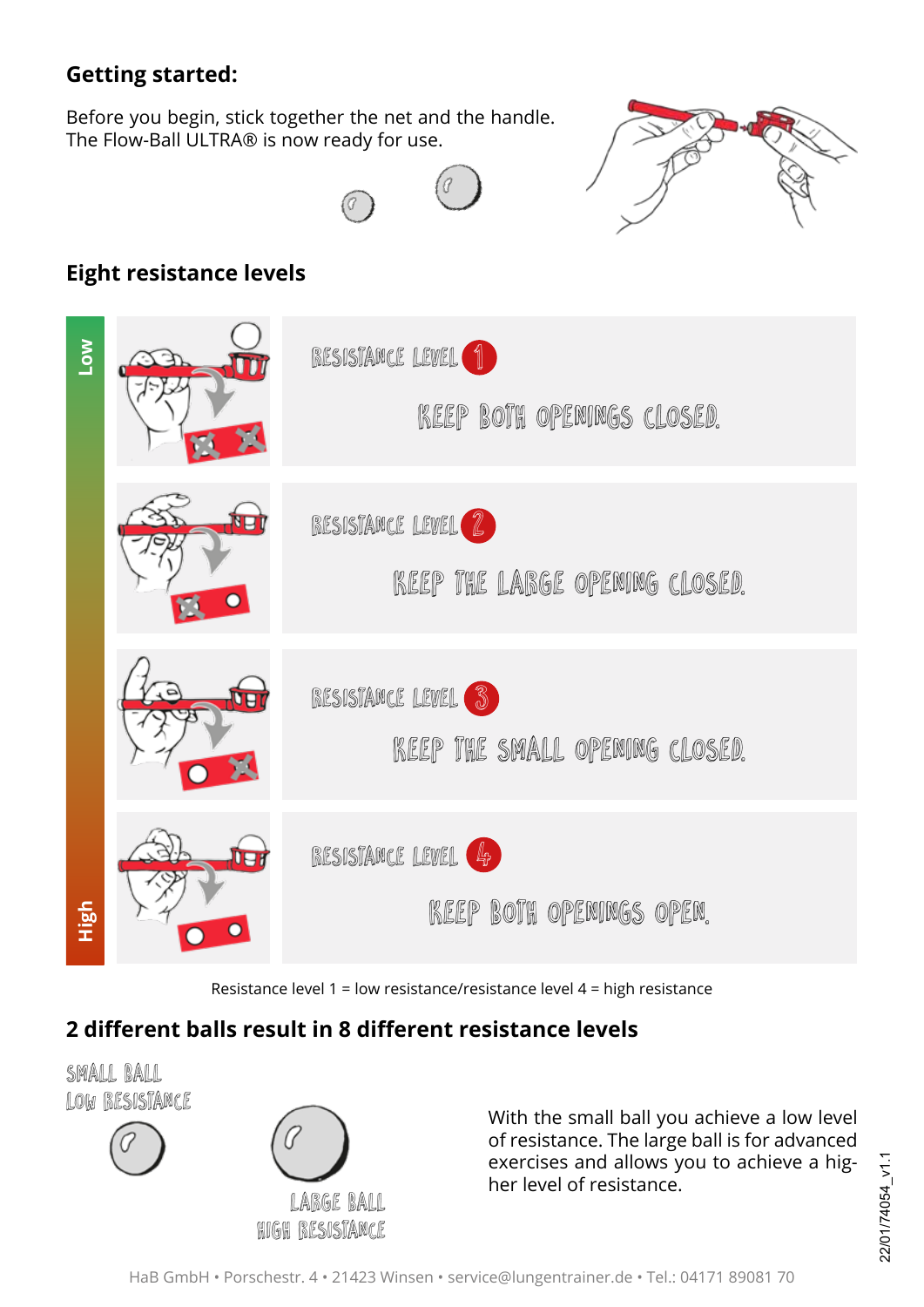## Getting started:

Before you begin, stick together the net and the handle.
The Flow-Ball ULTRA® is now ready for use.

## Eight resistance levels

Low

RESISTANCE LEVEL 1

KEEP BOTH OPENINGS CLOSED.

RESISTANCE LEVEL 2

KEEP THE LARGE OPENING CLOSED.

RESISTANCE LEVEL 3

KEEP THE SMALL OPENING CLOSED.

RESISTANCE LEVEL 4

KEEP BOTH OPENINGS OPEN.

High

Resistance level 1 = low resistance/resistance level 4 = high resistance

## 2 different balls result in 8 different resistance levels

SMALL BALL
LOW RESISTANCE

LARGE BALL
HIGH RESISTANCE

With the small ball you achieve a low level of resistance. The large ball is for advanced exercises and allows you to achieve a higher level of resistance.

HaB GmbH • Porschestr. 4 • 21423 Winsen • service@lungentrainer.de • Tel.: 04171 89081 70

22/01/74054_v1.1